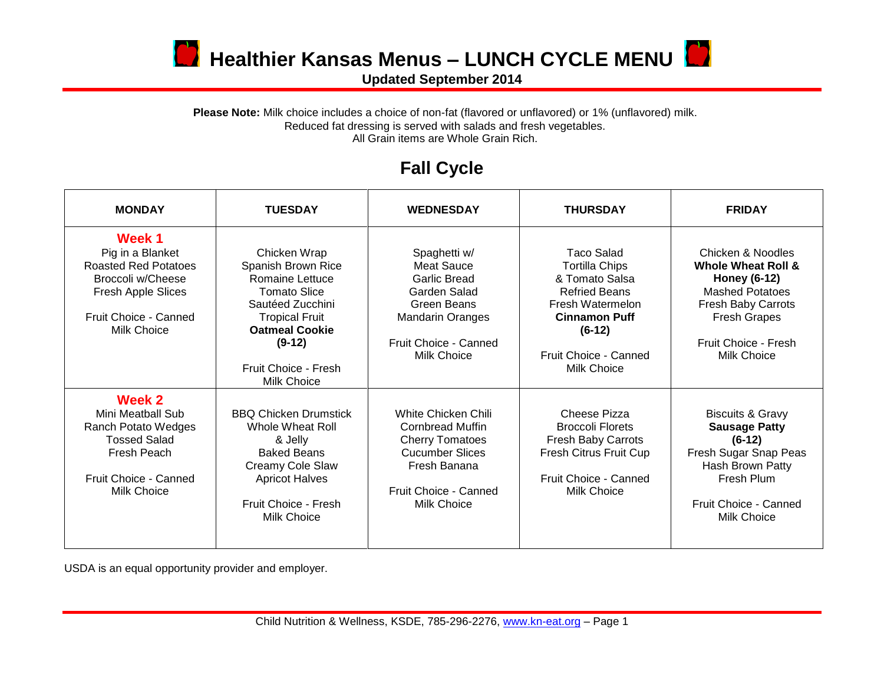# Healthier Kansas Menus – LUNCH CYCLE MENU

**Updated September 2014**

**Please Note:** Milk choice includes a choice of non-fat (flavored or unflavored) or 1% (unflavored) milk.
Reduced fat dressing is served with salads and fresh vegetables.
All Grain items are Whole Grain Rich.

## Fall Cycle

| MONDAY | TUESDAY | WEDNESDAY | THURSDAY | FRIDAY |
|---|---|---|---|---|
| **Week 1**<br>Pig in a Blanket<br>Roasted Red Potatoes<br>Broccoli w/Cheese<br>Fresh Apple Slices<br><br>Fruit Choice - Canned<br>Milk Choice | Chicken Wrap<br>Spanish Brown Rice<br>Romaine Lettuce<br>Tomato Slice<br>Sautéed Zucchini<br>Tropical Fruit<br>**Oatmeal Cookie (9-12)**<br><br>Fruit Choice - Fresh<br>Milk Choice | Spaghetti w/ Meat Sauce<br>Garlic Bread<br>Garden Salad<br>Green Beans<br>Mandarin Oranges<br><br>Fruit Choice - Canned<br>Milk Choice | Taco Salad<br>Tortilla Chips & Tomato Salsa<br>Refried Beans<br>Fresh Watermelon<br>**Cinnamon Puff (6-12)**<br><br>Fruit Choice - Canned<br>Milk Choice | Chicken & Noodles<br>**Whole Wheat Roll & Honey (6-12)**<br>Mashed Potatoes<br>Fresh Baby Carrots<br>Fresh Grapes<br><br>Fruit Choice - Fresh<br>Milk Choice |
| **Week 2**<br>Mini Meatball Sub<br>Ranch Potato Wedges<br>Tossed Salad<br>Fresh Peach<br><br>Fruit Choice - Canned<br>Milk Choice | BBQ Chicken Drumstick<br>Whole Wheat Roll & Jelly<br>Baked Beans<br>Creamy Cole Slaw<br>Apricot Halves<br><br>Fruit Choice - Fresh<br>Milk Choice | White Chicken Chili<br>Cornbread Muffin<br>Cherry Tomatoes<br>Cucumber Slices<br>Fresh Banana<br><br>Fruit Choice - Canned<br>Milk Choice | Cheese Pizza<br>Broccoli Florets<br>Fresh Baby Carrots<br>Fresh Citrus Fruit Cup<br><br>Fruit Choice - Canned<br>Milk Choice | Biscuits & Gravy<br>**Sausage Patty (6-12)**<br>Fresh Sugar Snap Peas<br>Hash Brown Patty<br>Fresh Plum<br><br>Fruit Choice - Canned<br>Milk Choice |

USDA is an equal opportunity provider and employer.

Child Nutrition & Wellness, KSDE, 785-296-2276, www.kn-eat.org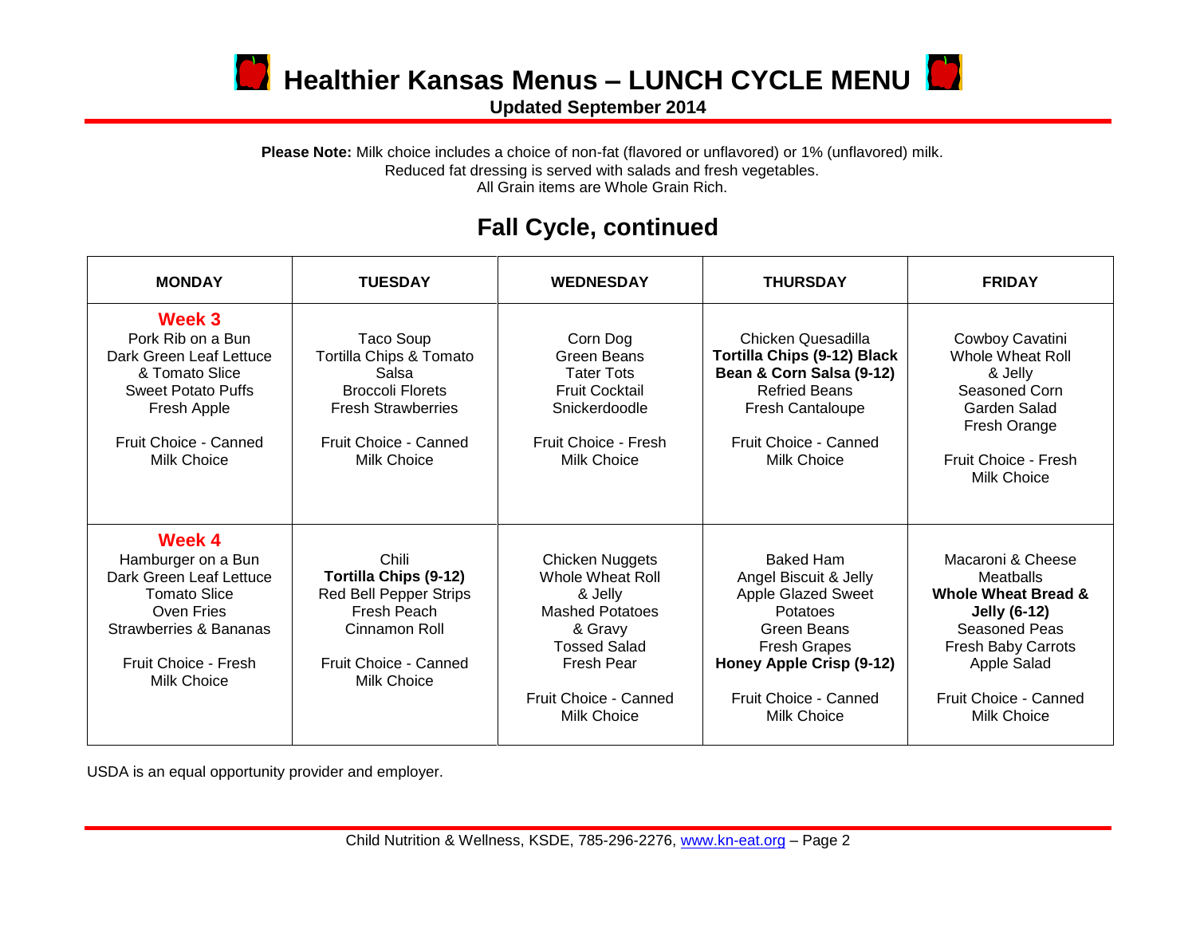# Healthier Kansas Menus – LUNCH CYCLE MENU

**Updated September 2014**

**Please Note:** Milk choice includes a choice of non-fat (flavored or unflavored) or 1% (unflavored) milk.
Reduced fat dressing is served with salads and fresh vegetables.
All Grain items are Whole Grain Rich.

## Fall Cycle, continued

| MONDAY | TUESDAY | WEDNESDAY | THURSDAY | FRIDAY |
|---|---|---|---|---|
| **Week 3**<br>Pork Rib on a Bun<br>Dark Green Leaf Lettuce & Tomato Slice<br>Sweet Potato Puffs<br>Fresh Apple<br><br>Fruit Choice - Canned<br>Milk Choice | Taco Soup<br>Tortilla Chips & Tomato Salsa<br>Broccoli Florets<br>Fresh Strawberries<br><br>Fruit Choice - Canned<br>Milk Choice | Corn Dog<br>Green Beans<br>Tater Tots<br>Fruit Cocktail<br>Snickerdoodle<br><br>Fruit Choice - Fresh<br>Milk Choice | Chicken Quesadilla<br>**Tortilla Chips (9-12) Black Bean & Corn Salsa (9-12)**<br>Refried Beans<br>Fresh Cantaloupe<br><br>Fruit Choice - Canned<br>Milk Choice | Cowboy Cavatini<br>Whole Wheat Roll & Jelly<br>Seasoned Corn<br>Garden Salad<br>Fresh Orange<br><br>Fruit Choice - Fresh<br>Milk Choice |
| **Week 4**<br>Hamburger on a Bun<br>Dark Green Leaf Lettuce<br>Tomato Slice<br>Oven Fries<br>Strawberries & Bananas<br><br>Fruit Choice - Fresh<br>Milk Choice | Chili<br>**Tortilla Chips (9-12)**<br>Red Bell Pepper Strips<br>Fresh Peach<br>Cinnamon Roll<br><br>Fruit Choice - Canned<br>Milk Choice | Chicken Nuggets<br>Whole Wheat Roll & Jelly<br>Mashed Potatoes & Gravy<br>Tossed Salad<br>Fresh Pear<br><br>Fruit Choice - Canned<br>Milk Choice | Baked Ham<br>Angel Biscuit & Jelly<br>Apple Glazed Sweet Potatoes<br>Green Beans<br>Fresh Grapes<br>**Honey Apple Crisp (9-12)**<br><br>Fruit Choice - Canned<br>Milk Choice | Macaroni & Cheese<br>Meatballs<br>**Whole Wheat Bread & Jelly (6-12)**<br>Seasoned Peas<br>Fresh Baby Carrots<br>Apple Salad<br><br>Fruit Choice - Canned<br>Milk Choice |

USDA is an equal opportunity provider and employer.

Child Nutrition & Wellness, KSDE, 785-296-2276, www.kn-eat.org